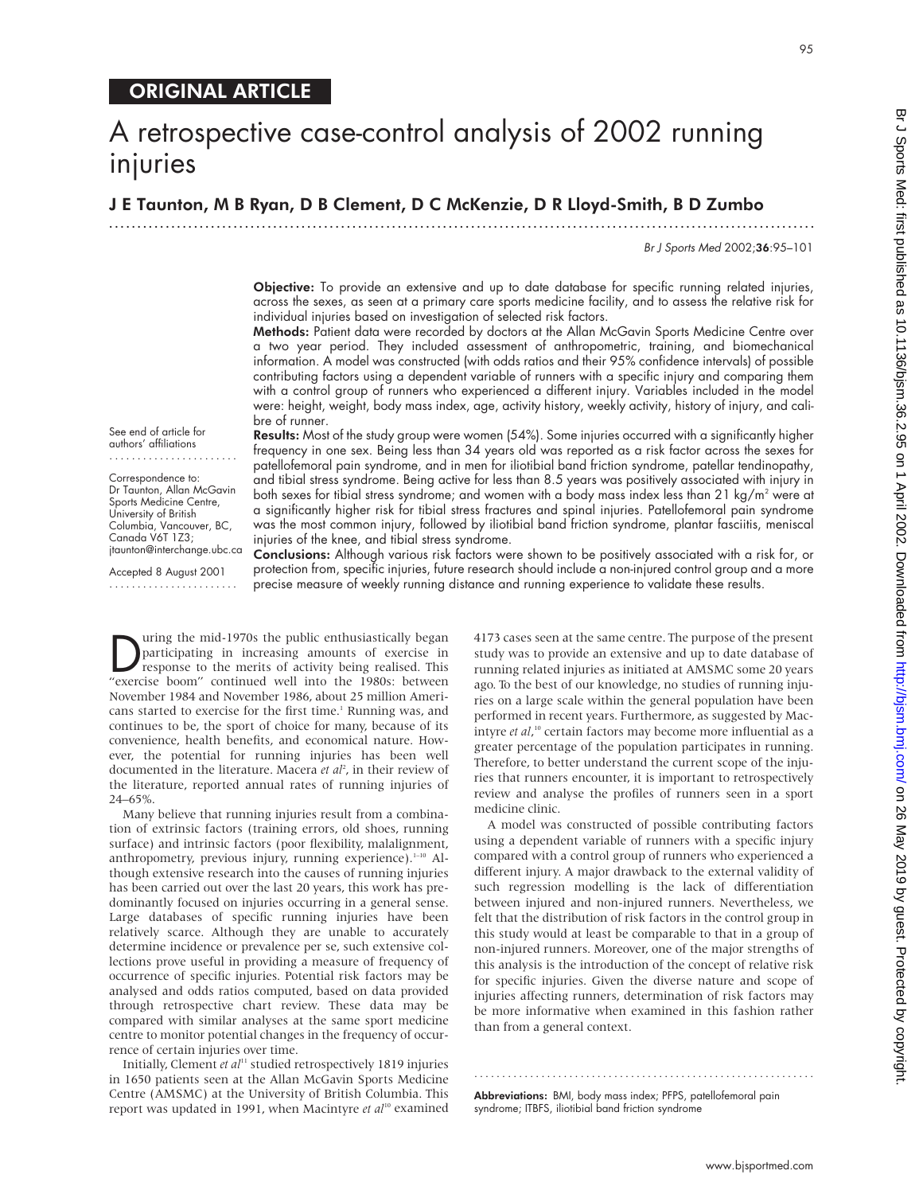## ORIGINAL ARTICLE

# A retrospective case-control analysis of 2002 running injuries

**J E Taunton, M B Ryan, D B Clement, D C McKenzie, D R Lloyd-Smith, B D Zumbo**

See end of article for authors' affiliations

Correspondence to: Dr Taunton, Allan McGavin Sports Medicine Centre, University of British Columbia, Vancouver, BC, Canada V6T 1Z3; jtaunton@interchange.ubc.ca

Accepted 8 August 2001

**Objective:** To provide an extensive and up to date database for specific running related injuries, across the sexes, as seen at a primary care sports medicine facility, and to assess the relative risk for individual injuries based on investigation of selected risk factors.

**Methods:** Patient data were recorded by doctors at the Allan McGavin Sports Medicine Centre over a two year period. They included assessment of anthropometric, training, and biomechanical information. A model was constructed (with odds ratios and their 95% confidence intervals) of possible contributing factors using a dependent variable of runners with a specific injury and comparing them with a control group of runners who experienced a different injury. Variables included in the model were: height, weight, body mass index, age, activity history, weekly activity, history of injury, and calibre of runner.

**Results:** Most of the study group were women (54%). Some injuries occurred with a significantly higher frequency in one sex. Being less than 34 years old was reported as a risk factor across the sexes for patellofemoral pain syndrome, and in men for iliotibial band friction syndrome, patellar tendinopathy, and tibial stress syndrome. Being active for less than 8.5 years was positively associated with injury in both sexes for tibial stress syndrome; and women with a body mass index less than 21 kg/m$^2$ were at a significantly higher risk for tibial stress fractures and spinal injuries. Patellofemoral pain syndrome was the most common injury, followed by iliotibial band friction syndrome, plantar fasciitis, meniscal injuries of the knee, and tibial stress syndrome.

**Conclusions:** Although various risk factors were shown to be positively associated with a risk for, or protection from, specific injuries, future research should include a non-injured control group and a more precise measure of weekly running distance and running experience to validate these results.

During the mid-1970s the public enthusiastically began participating in increasing amounts of exercise in response to the merits of activity being realised. This "exercise boom" continued well into the 1980s: between November 1984 and November 1986, about 25 million Americans started to exercise for the first time.[1] Running was, and continues to be, the sport of choice for many, because of its convenience, health benefits, and economical nature. However, the potential for running injuries has been well documented in the literature. Macera *et al*[2], in their review of the literature, reported annual rates of running injuries of 24–65%.

Many believe that running injuries result from a combination of extrinsic factors (training errors, old shoes, running surface) and intrinsic factors (poor flexibility, malalignment, anthropometry, previous injury, running experience).[1–10] Although extensive research into the causes of running injuries has been carried out over the last 20 years, this work has predominantly focused on injuries occurring in a general sense. Large databases of specific running injuries have been relatively scarce. Although they are unable to accurately determine incidence or prevalence per se, such extensive collections prove useful in providing a measure of frequency of occurrence of specific injuries. Potential risk factors may be analysed and odds ratios computed, based on data provided through retrospective chart review. These data may be compared with similar analyses at the same sport medicine centre to monitor potential changes in the frequency of occurrence of certain injuries over time.

Initially, Clement *et al*[11] studied retrospectively 1819 injuries in 1650 patients seen at the Allan McGavin Sports Medicine Centre (AMSMC) at the University of British Columbia. This report was updated in 1991, when Macintyre *et al*[10] examined 4173 cases seen at the same centre. The purpose of the present study was to provide an extensive and up to date database of running related injuries as initiated at AMSMC some 20 years ago. To the best of our knowledge, no studies of running injuries on a large scale within the general population have been performed in recent years. Furthermore, as suggested by Macintyre *et al*,[10] certain factors may become more influential as a greater percentage of the population participates in running. Therefore, to better understand the current scope of the injuries that runners encounter, it is important to retrospectively review and analyse the profiles of runners seen in a sport medicine clinic.

A model was constructed of possible contributing factors using a dependent variable of runners with a specific injury compared with a control group of runners who experienced a different injury. A major drawback to the external validity of such regression modelling is the lack of differentiation between injured and non-injured runners. Nevertheless, we felt that the distribution of risk factors in the control group in this study would at least be comparable to that in a group of non-injured runners. Moreover, one of the major strengths of this analysis is the introduction of the concept of relative risk for specific injuries. Given the diverse nature and scope of injuries affecting runners, determination of risk factors may be more informative when examined in this fashion rather than from a general context.

**Abbreviations:** BMI, body mass index; PFPS, patellofemoral pain syndrome; ITBFS, iliotibial band friction syndrome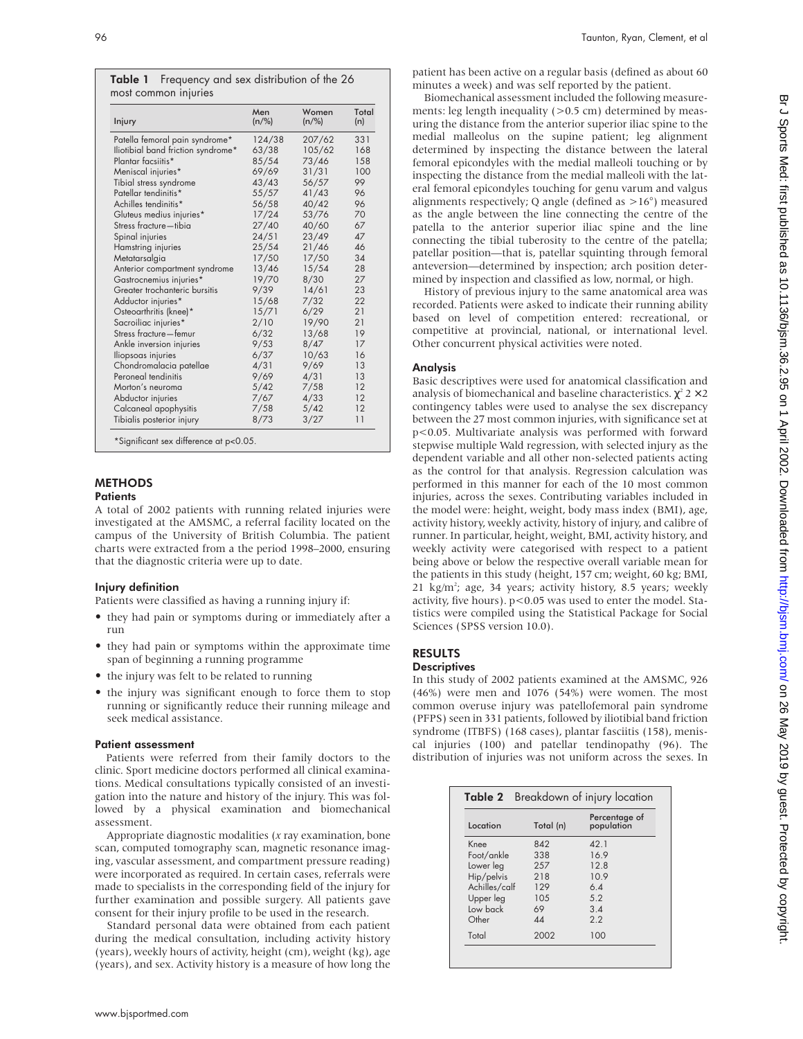**Table 1** Frequency and sex distribution of the 26 most common injuries

| Injury | Men (n/%) | Women (n/%) | Total (n) |
|---|---|---|---|
| Patella femoral pain syndrome* | 124/38 | 207/62 | 331 |
| Iliotibial band friction syndrome* | 63/38 | 105/62 | 168 |
| Plantar facsiitis* | 85/54 | 73/46 | 158 |
| Meniscal injuries* | 69/69 | 31/31 | 100 |
| Tibial stress syndrome | 43/43 | 56/57 | 99 |
| Patellar tendinitis* | 55/57 | 41/43 | 96 |
| Achilles tendinitis* | 56/58 | 40/42 | 96 |
| Gluteus medius injuries* | 17/24 | 53/76 | 70 |
| Stress fracture—tibia | 27/40 | 40/60 | 67 |
| Spinal injuries | 24/51 | 23/49 | 47 |
| Hamstring injuries | 25/54 | 21/46 | 46 |
| Metatarsalgia | 17/50 | 17/50 | 34 |
| Anterior compartment syndrome | 13/46 | 15/54 | 28 |
| Gastrocnemius injuries* | 19/70 | 8/30 | 27 |
| Greater trochanteric bursitis | 9/39 | 14/61 | 23 |
| Adductor injuries* | 15/68 | 7/32 | 22 |
| Osteoarthritis (knee)* | 15/71 | 6/29 | 21 |
| Sacroiliac injuries* | 2/10 | 19/90 | 21 |
| Stress fracture—femur | 6/32 | 13/68 | 19 |
| Ankle inversion injuries | 9/53 | 8/47 | 17 |
| Iliopsoas injuries | 6/37 | 10/63 | 16 |
| Chondromalacia patellae | 4/31 | 9/69 | 13 |
| Peroneal tendinitis | 9/69 | 4/31 | 13 |
| Morton's neuroma | 5/42 | 7/58 | 12 |
| Abductor injuries | 7/67 | 4/33 | 12 |
| Calcaneal apophysitis | 7/58 | 5/42 | 12 |
| Tibialis posterior injury | 8/73 | 3/27 | 11 |

*Significant sex difference at p<0.05.

## METHODS

### Patients

A total of 2002 patients with running related injuries were investigated at the AMSMC, a referral facility located on the campus of the University of British Columbia. The patient charts were extracted from a the period 1998–2000, ensuring that the diagnostic criteria were up to date.

### Injury definition

Patients were classified as having a running injury if:

- they had pain or symptoms during or immediately after a run
- they had pain or symptoms within the approximate time span of beginning a running programme
- the injury was felt to be related to running
- the injury was significant enough to force them to stop running or significantly reduce their running mileage and seek medical assistance.

### Patient assessment

Patients were referred from their family doctors to the clinic. Sport medicine doctors performed all clinical examinations. Medical consultations typically consisted of an investigation into the nature and history of the injury. This was followed by a physical examination and biomechanical assessment.

Appropriate diagnostic modalities (*x* ray examination, bone scan, computed tomography scan, magnetic resonance imaging, vascular assessment, and compartment pressure reading) were incorporated as required. In certain cases, referrals were made to specialists in the corresponding field of the injury for further examination and possible surgery. All patients gave consent for their injury profile to be used in the research.

Standard personal data were obtained from each patient during the medical consultation, including activity history (years), weekly hours of activity, height (cm), weight (kg), age (years), and sex. Activity history is a measure of how long the patient has been active on a regular basis (defined as about 60 minutes a week) and was self reported by the patient.

Biomechanical assessment included the following measurements: leg length inequality (>0.5 cm) determined by measuring the distance from the anterior superior iliac spine to the medial malleolus on the supine patient; leg alignment determined by inspecting the distance between the lateral femoral epicondyles with the medial malleoli touching or by inspecting the distance from the medial malleoli with the lateral femoral epicondyles touching for genu varum and valgus alignments respectively; Q angle (defined as >16°) measured as the angle between the line connecting the centre of the patella to the anterior superior iliac spine and the line connecting the tibial tuberosity to the centre of the patella; patellar position—that is, patellar squinting through femoral anteversion—determined by inspection; arch position determined by inspection and classified as low, normal, or high.

History of previous injury to the same anatomical area was recorded. Patients were asked to indicate their running ability based on level of competition entered: recreational, or competitive at provincial, national, or international level. Other concurrent physical activities were noted.

### Analysis

Basic descriptives were used for anatomical classification and analysis of biomechanical and baseline characteristics. $\chi^2$ 2 ×2 contingency tables were used to analyse the sex discrepancy between the 27 most common injuries, with significance set at $p<0.05$. Multivariate analysis was performed with forward stepwise multiple Wald regression, with selected injury as the dependent variable and all other non-selected patients acting as the control for that analysis. Regression calculation was performed in this manner for each of the 10 most common injuries, across the sexes. Contributing variables included in the model were: height, weight, body mass index (BMI), age, activity history, weekly activity, history of injury, and calibre of runner. In particular, height, weight, BMI, activity history, and weekly activity were categorised with respect to a patient being above or below the respective overall variable mean for the patients in this study (height, 157 cm; weight, 60 kg; BMI, 21 kg/m$^2$; age, 34 years; activity history, 8.5 years; weekly activity, five hours). $p<0.05$ was used to enter the model. Statistics were compiled using the Statistical Package for Social Sciences (SPSS version 10.0).

## RESULTS

### Descriptives

In this study of 2002 patients examined at the AMSMC, 926 (46%) were men and 1076 (54%) were women. The most common overuse injury was patellofemoral pain syndrome (PFPS) seen in 331 patients, followed by iliotibial band friction syndrome (ITBFS) (168 cases), plantar fasciitis (158), meniscal injuries (100) and patellar tendinopathy (96). The distribution of injuries was not uniform across the sexes. In

**Table 2** Breakdown of injury location

| Location | Total (n) | Percentage of population |
|---|---|---|
| Knee | 842 | 42.1 |
| Foot/ankle | 338 | 16.9 |
| Lower leg | 257 | 12.8 |
| Hip/pelvis | 218 | 10.9 |
| Achilles/calf | 129 | 6.4 |
| Upper leg | 105 | 5.2 |
| Low back | 69 | 3.4 |
| Other | 44 | 2.2 |
| Total | 2002 | 100 |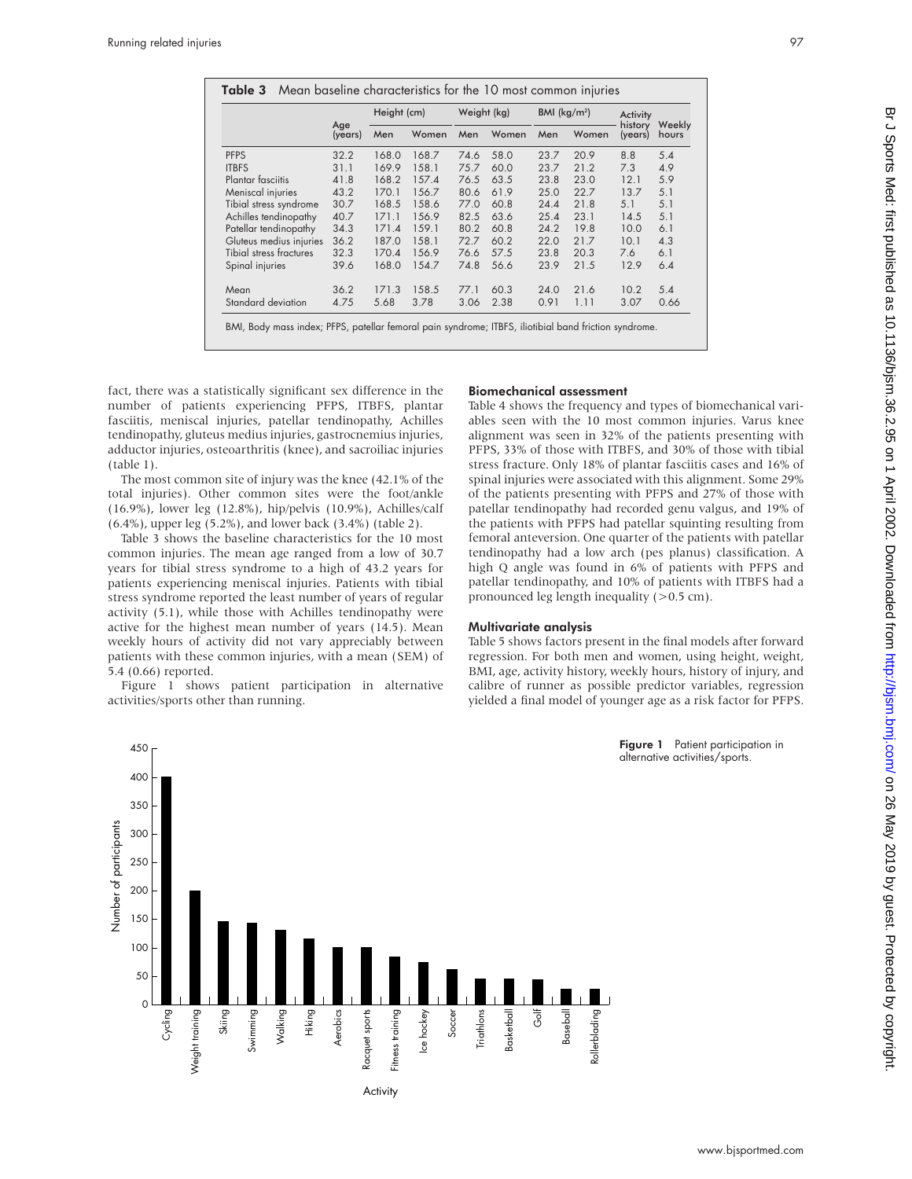**Table 3** Mean baseline characteristics for the 10 most common injuries

| | Age (years) | Height (cm) | | Weight (kg) | | BMI (kg/m²) | | Activity history (years) | Weekly hours |
|---|---|---|---|---|---|---|---|---|---|
| | | Men | Women | Men | Women | Men | Women | | |
| PFPS | 32.2 | 168.0 | 168.7 | 74.6 | 58.0 | 23.7 | 20.9 | 8.8 | 5.4 |
| ITBFS | 31.1 | 169.9 | 158.1 | 75.7 | 60.0 | 23.7 | 21.2 | 7.3 | 4.9 |
| Plantar fasciitis | 41.8 | 168.2 | 157.4 | 76.5 | 63.5 | 23.8 | 23.0 | 12.1 | 5.9 |
| Meniscal injuries | 43.2 | 170.1 | 156.7 | 80.6 | 61.9 | 25.0 | 22.7 | 13.7 | 5.1 |
| Tibial stress syndrome | 30.7 | 168.5 | 158.6 | 77.0 | 60.8 | 24.4 | 21.8 | 5.1 | 5.1 |
| Achilles tendinopathy | 40.7 | 171.1 | 156.9 | 82.5 | 63.6 | 25.4 | 23.1 | 14.5 | 5.1 |
| Patellar tendinopathy | 34.3 | 171.4 | 159.1 | 80.2 | 60.8 | 24.2 | 19.8 | 10.0 | 6.1 |
| Gluteus medius injuries | 36.2 | 187.0 | 158.1 | 72.7 | 60.2 | 22.0 | 21.7 | 10.1 | 4.3 |
| Tibial stress fractures | 32.3 | 170.4 | 156.9 | 76.6 | 57.5 | 23.8 | 20.3 | 7.6 | 6.1 |
| Spinal injuries | 39.6 | 168.0 | 154.7 | 74.8 | 56.6 | 23.9 | 21.5 | 12.9 | 6.4 |
| Mean | 36.2 | 171.3 | 158.5 | 77.1 | 60.3 | 24.0 | 21.6 | 10.2 | 5.4 |
| Standard deviation | 4.75 | 5.68 | 3.78 | 3.06 | 2.38 | 0.91 | 1.11 | 3.07 | 0.66 |

BMI, Body mass index; PFPS, patellar femoral pain syndrome; ITBFS, iliotibial band friction syndrome.

fact, there was a statistically significant sex difference in the number of patients experiencing PFPS, ITBFS, plantar fasciitis, meniscal injuries, patellar tendinopathy, Achilles tendinopathy, gluteus medius injuries, gastrocnemius injuries, adductor injuries, osteoarthritis (knee), and sacroiliac injuries (table 1).

The most common site of injury was the knee (42.1% of the total injuries). Other common sites were the foot/ankle (16.9%), lower leg (12.8%), hip/pelvis (10.9%), Achilles/calf (6.4%), upper leg (5.2%), and lower back (3.4%) (table 2).

Table 3 shows the baseline characteristics for the 10 most common injuries. The mean age ranged from a low of 30.7 years for tibial stress syndrome to a high of 43.2 years for patients experiencing meniscal injuries. Patients with tibial stress syndrome reported the least number of years of regular activity (5.1), while those with Achilles tendinopathy were active for the highest mean number of years (14.5). Mean weekly hours of activity did not vary appreciably between patients with these common injuries, with a mean (SEM) of 5.4 (0.66) reported.

Figure 1 shows patient participation in alternative activities/sports other than running.

### Biomechanical assessment

Table 4 shows the frequency and types of biomechanical variables seen with the 10 most common injuries. Varus knee alignment was seen in 32% of the patients presenting with PFPS, 33% of those with ITBFS, and 30% of those with tibial stress fracture. Only 18% of plantar fasciitis cases and 16% of spinal injuries were associated with this alignment. Some 29% of the patients presenting with PFPS and 27% of those with patellar tendinopathy had recorded genu valgus, and 19% of the patients with PFPS had patellar squinting resulting from femoral anteversion. One quarter of the patients with patellar tendinopathy had a low arch (pes planus) classification. A high Q angle was found in 6% of patients with PFPS and patellar tendinopathy, and 10% of patients with ITBFS had a pronounced leg length inequality (>0.5 cm).

### Multivariate analysis

Table 5 shows factors present in the final models after forward regression. For both men and women, using height, weight, BMI, age, activity history, weekly hours, history of injury, and calibre of runner as possible predictor variables, regression yielded a final model of younger age as a risk factor for PFPS.

**Figure 1** Patient participation in alternative activities/sports.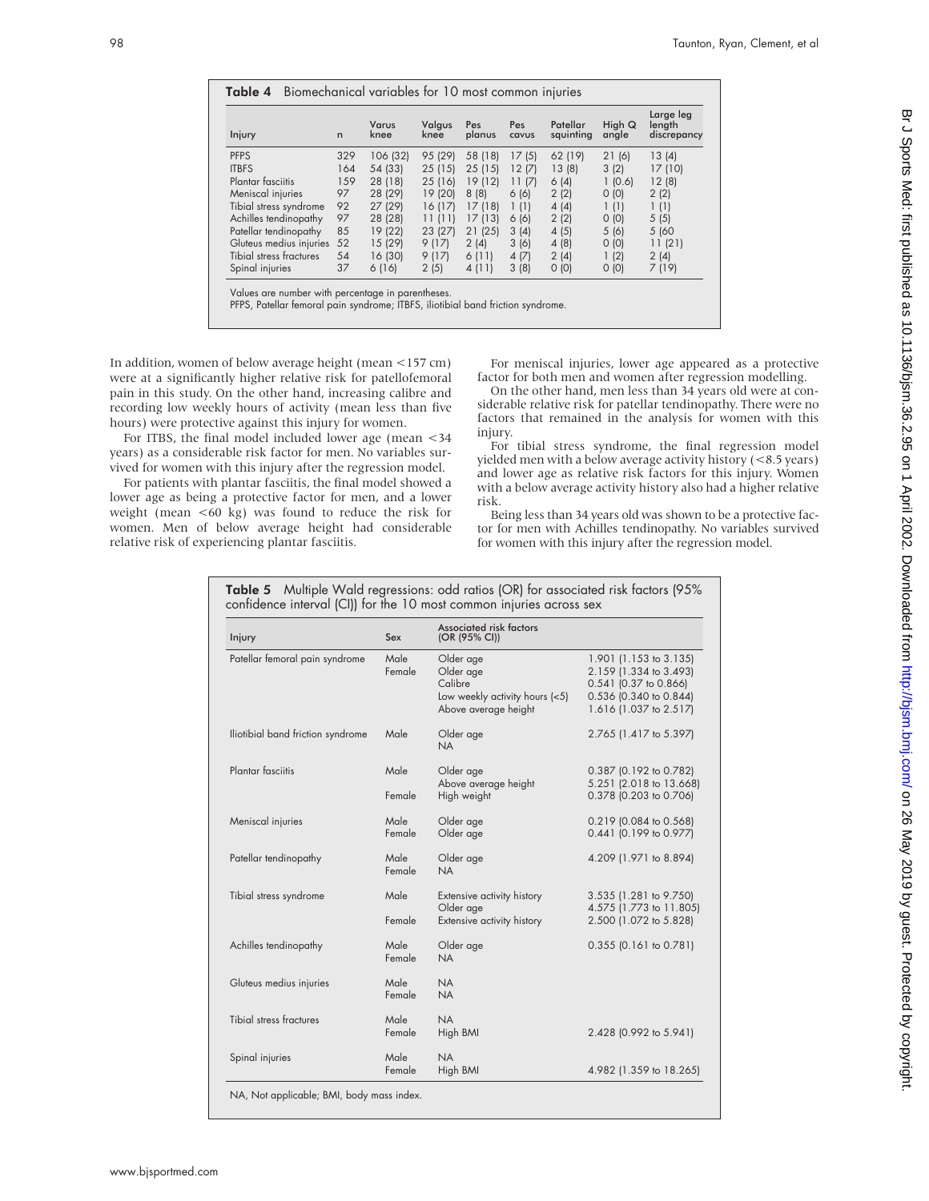**Table 4** Biomechanical variables for 10 most common injuries

| Injury | n | Varus knee | Valgus knee | Pes planus | Pes cavus | Patellar squinting | High Q angle | Large leg length discrepancy |
|---|---|---|---|---|---|---|---|---|
| PFPS | 329 | 106 (32) | 95 (29) | 58 (18) | 17 (5) | 62 (19) | 21 (6) | 13 (4) |
| ITBFS | 164 | 54 (33) | 25 (15) | 25 (15) | 12 (7) | 13 (8) | 3 (2) | 17 (10) |
| Plantar fasciitis | 159 | 28 (18) | 25 (16) | 19 (12) | 11 (7) | 6 (4) | 1 (0.6) | 12 (8) |
| Meniscal injuries | 97 | 28 (29) | 19 (20) | 8 (8) | 6 (6) | 2 (2) | 0 (0) | 2 (2) |
| Tibial stress syndrome | 92 | 27 (29) | 16 (17) | 17 (18) | 1 (1) | 4 (4) | 1 (1) | 1 (1) |
| Achilles tendinopathy | 97 | 28 (28) | 11 (11) | 17 (13) | 6 (6) | 2 (2) | 0 (0) | 5 (5) |
| Patellar tendinopathy | 85 | 19 (22) | 23 (27) | 21 (25) | 3 (4) | 4 (5) | 5 (6) | 5 (60 |
| Gluteus medius injuries | 52 | 15 (29) | 9 (17) | 2 (4) | 3 (6) | 4 (8) | 0 (0) | 11 (21) |
| Tibial stress fractures | 54 | 16 (30) | 9 (17) | 6 (11) | 4 (7) | 2 (4) | 1 (2) | 2 (4) |
| Spinal injuries | 37 | 6 (16) | 2 (5) | 4 (11) | 3 (8) | 0 (0) | 0 (0) | 7 (19) |

Values are number with percentage in parentheses.
PFPS, Patellar femoral pain syndrome; ITBFS, iliotibial band friction syndrome.

In addition, women of below average height (mean <157 cm) were at a significantly higher relative risk for patellofemoral pain in this study. On the other hand, increasing calibre and recording low weekly hours of activity (mean less than five hours) were protective against this injury for women.

For ITBS, the final model included lower age (mean <34 years) as a considerable risk factor for men. No variables survived for women with this injury after the regression model.

For patients with plantar fasciitis, the final model showed a lower age as being a protective factor for men, and a lower weight (mean <60 kg) was found to reduce the risk for women. Men of below average height had considerable relative risk of experiencing plantar fasciitis.

For meniscal injuries, lower age appeared as a protective factor for both men and women after regression modelling.

On the other hand, men less than 34 years old were at considerable relative risk for patellar tendinopathy. There were no factors that remained in the analysis for women with this injury.

For tibial stress syndrome, the final regression model yielded men with a below average activity history (<8.5 years) and lower age as relative risk factors for this injury. Women with a below average activity history also had a higher relative risk.

Being less than 34 years old was shown to be a protective factor for men with Achilles tendinopathy. No variables survived for women with this injury after the regression model.

**Table 5** Multiple Wald regressions: odd ratios (OR) for associated risk factors (95% confidence interval (CI)) for the 10 most common injuries across sex

| Injury | Sex | Associated risk factors (OR (95% CI)) | |
|---|---|---|---|
| Patellar femoral pain syndrome | Male | Older age | 1.901 (1.153 to 3.135) |
| | Female | Older age | 2.159 (1.334 to 3.493) |
| | | Calibre | 0.541 (0.37 to 0.866) |
| | | Low weekly activity hours (<5) | 0.536 (0.340 to 0.844) |
| | | Above average height | 1.616 (1.037 to 2.517) |
| Iliotibial band friction syndrome | Male | Older age | 2.765 (1.417 to 5.397) |
| | | NA | |
| Plantar fasciitis | Male | Older age | 0.387 (0.192 to 0.782) |
| | | Above average height | 5.251 (2.018 to 13.668) |
| | Female | High weight | 0.378 (0.203 to 0.706) |
| Meniscal injuries | Male | Older age | 0.219 (0.084 to 0.568) |
| | Female | Older age | 0.441 (0.199 to 0.977) |
| Patellar tendinopathy | Male | Older age | 4.209 (1.971 to 8.894) |
| | Female | NA | |
| Tibial stress syndrome | Male | Extensive activity history | 3.535 (1.281 to 9.750) |
| | | Older age | 4.575 (1.773 to 11.805) |
| | Female | Extensive activity history | 2.500 (1.072 to 5.828) |
| Achilles tendinopathy | Male | Older age | 0.355 (0.161 to 0.781) |
| | Female | NA | |
| Gluteus medius injuries | Male | NA | |
| | Female | NA | |
| Tibial stress fractures | Male | NA | |
| | Female | High BMI | 2.428 (0.992 to 5.941) |
| Spinal injuries | Male | NA | |
| | Female | High BMI | 4.982 (1.359 to 18.265) |

NA, Not applicable; BMI, body mass index.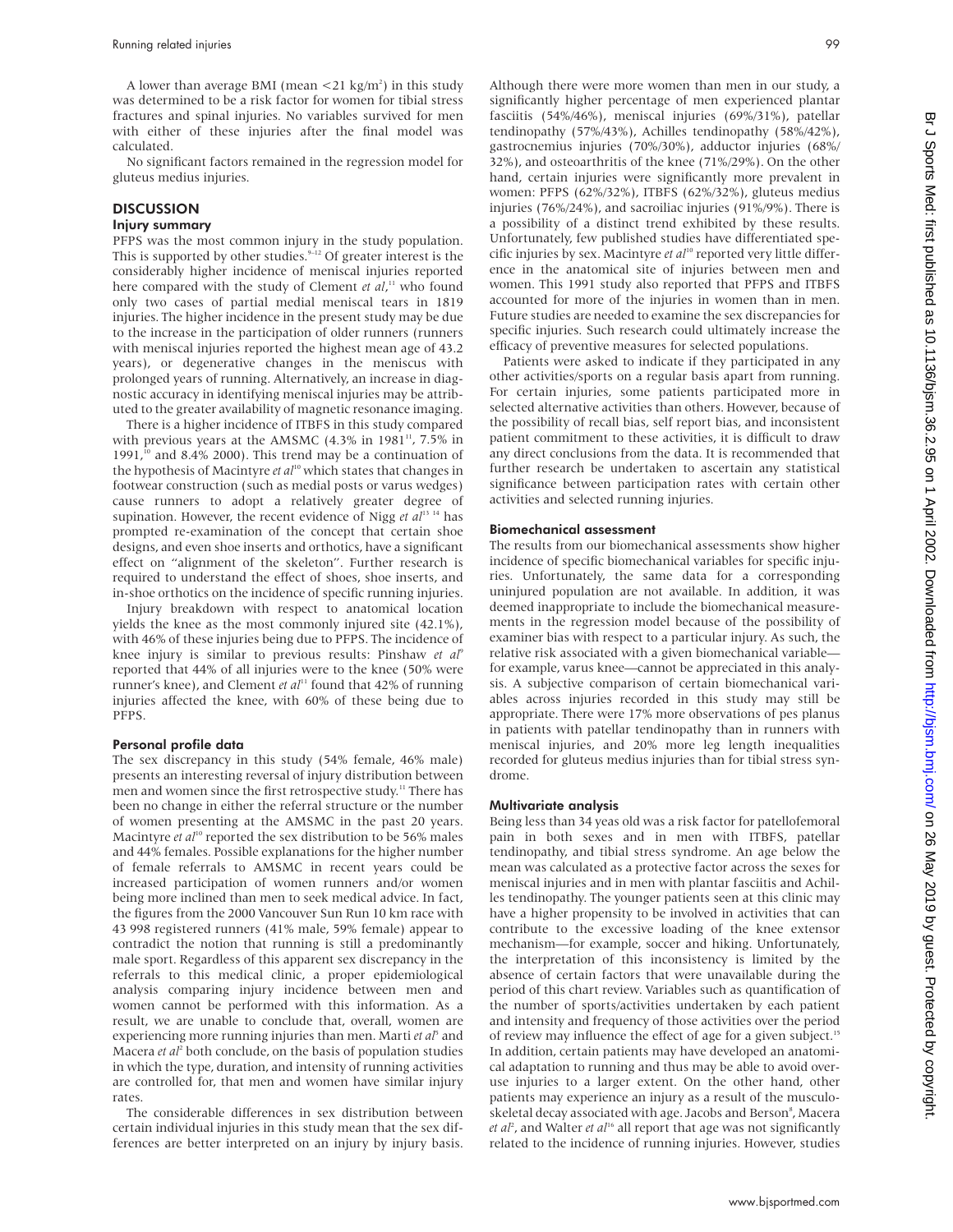A lower than average BMI (mean $<21$ kg/m$^2$) in this study was determined to be a risk factor for women for tibial stress fractures and spinal injuries. No variables survived for men with either of these injuries after the final model was calculated.

No significant factors remained in the regression model for gluteus medius injuries.

## DISCUSSION

### Injury summary

PFPS was the most common injury in the study population. This is supported by other studies.[9–12] Of greater interest is the considerably higher incidence of meniscal injuries reported here compared with the study of Clement *et al*,[11] who found only two cases of partial medial meniscal tears in 1819 injuries. The higher incidence in the present study may be due to the increase in the participation of older runners (runners with meniscal injuries reported the highest mean age of 43.2 years), or degenerative changes in the meniscus with prolonged years of running. Alternatively, an increase in diagnostic accuracy in identifying meniscal injuries may be attributed to the greater availability of magnetic resonance imaging.

There is a higher incidence of ITBFS in this study compared with previous years at the AMSMC (4.3% in 1981[11], 7.5% in 1991,[10] and 8.4% 2000). This trend may be a continuation of the hypothesis of Macintyre *et al*[10] which states that changes in footwear construction (such as medial posts or varus wedges) cause runners to adopt a relatively greater degree of supination. However, the recent evidence of Nigg *et al*[13 14] has prompted re-examination of the concept that certain shoe designs, and even shoe inserts and orthotics, have a significant effect on "alignment of the skeleton". Further research is required to understand the effect of shoes, shoe inserts, and in-shoe orthotics on the incidence of specific running injuries.

Injury breakdown with respect to anatomical location yields the knee as the most commonly injured site (42.1%), with 46% of these injuries being due to PFPS. The incidence of knee injury is similar to previous results: Pinshaw *et al*[9] reported that 44% of all injuries were to the knee (50% were runner's knee), and Clement *et al*[11] found that 42% of running injuries affected the knee, with 60% of these being due to PFPS.

### Personal profile data

The sex discrepancy in this study (54% female, 46% male) presents an interesting reversal of injury distribution between men and women since the first retrospective study.[11] There has been no change in either the referral structure or the number of women presenting at the AMSMC in the past 20 years. Macintyre *et al*[10] reported the sex distribution to be 56% males and 44% females. Possible explanations for the higher number of female referrals to AMSMC in recent years could be increased participation of women runners and/or women being more inclined than men to seek medical advice. In fact, the figures from the 2000 Vancouver Sun Run 10 km race with 43 998 registered runners (41% male, 59% female) appear to contradict the notion that running is still a predominantly male sport. Regardless of this apparent sex discrepancy in the referrals to this medical clinic, a proper epidemiological analysis comparing injury incidence between men and women cannot be performed with this information. As a result, we are unable to conclude that, overall, women are experiencing more running injuries than men. Marti *et al*[5] and Macera *et al*[2] both conclude, on the basis of population studies in which the type, duration, and intensity of running activities are controlled for, that men and women have similar injury rates.

The considerable differences in sex distribution between certain individual injuries in this study mean that the sex differences are better interpreted on an injury by injury basis. Although there were more women than men in our study, a significantly higher percentage of men experienced plantar fasciitis (54%/46%), meniscal injuries (69%/31%), patellar tendinopathy (57%/43%), Achilles tendinopathy (58%/42%), gastrocnemius injuries (70%/30%), adductor injuries (68%/32%), and osteoarthritis of the knee (71%/29%). On the other hand, certain injuries were significantly more prevalent in women: PFPS (62%/32%), ITBFS (62%/32%), gluteus medius injuries (76%/24%), and sacroiliac injuries (91%/9%). There is a possibility of a distinct trend exhibited by these results. Unfortunately, few published studies have differentiated specific injuries by sex. Macintyre *et al*[10] reported very little difference in the anatomical site of injuries between men and women. This 1991 study also reported that PFPS and ITBFS accounted for more of the injuries in women than in men. Future studies are needed to examine the sex discrepancies for specific injuries. Such research could ultimately increase the efficacy of preventive measures for selected populations.

Patients were asked to indicate if they participated in any other activities/sports on a regular basis apart from running. For certain injuries, some patients participated more in selected alternative activities than others. However, because of the possibility of recall bias, self report bias, and inconsistent patient commitment to these activities, it is difficult to draw any direct conclusions from the data. It is recommended that further research be undertaken to ascertain any statistical significance between participation rates with certain other activities and selected running injuries.

### Biomechanical assessment

The results from our biomechanical assessments show higher incidence of specific biomechanical variables for specific injuries. Unfortunately, the same data for a corresponding uninjured population are not available. In addition, it was deemed inappropriate to include the biomechanical measurements in the regression model because of the possibility of examiner bias with respect to a particular injury. As such, the relative risk associated with a given biomechanical variable—for example, varus knee—cannot be appreciated in this analysis. A subjective comparison of certain biomechanical variables across injuries recorded in this study may still be appropriate. There were 17% more observations of pes planus in patients with patellar tendinopathy than in runners with meniscal injuries, and 20% more leg length inequalities recorded for gluteus medius injuries than for tibial stress syndrome.

### Multivariate analysis

Being less than 34 yeas old was a risk factor for patellofemoral pain in both sexes and in men with ITBFS, patellar tendinopathy, and tibial stress syndrome. An age below the mean was calculated as a protective factor across the sexes for meniscal injuries and in men with plantar fasciitis and Achilles tendinopathy. The younger patients seen at this clinic may have a higher propensity to be involved in activities that can contribute to the excessive loading of the knee extensor mechanism—for example, soccer and hiking. Unfortunately, the interpretation of this inconsistency is limited by the absence of certain factors that were unavailable during the period of this chart review. Variables such as quantification of the number of sports/activities undertaken by each patient and intensity and frequency of those activities over the period of review may influence the effect of age for a given subject.[15] In addition, certain patients may have developed an anatomical adaptation to running and thus may be able to avoid overuse injuries to a larger extent. On the other hand, other patients may experience an injury as a result of the musculoskeletal decay associated with age. Jacobs and Berson[8], Macera *et al*[2], and Walter *et al*[16] all report that age was not significantly related to the incidence of running injuries. However, studies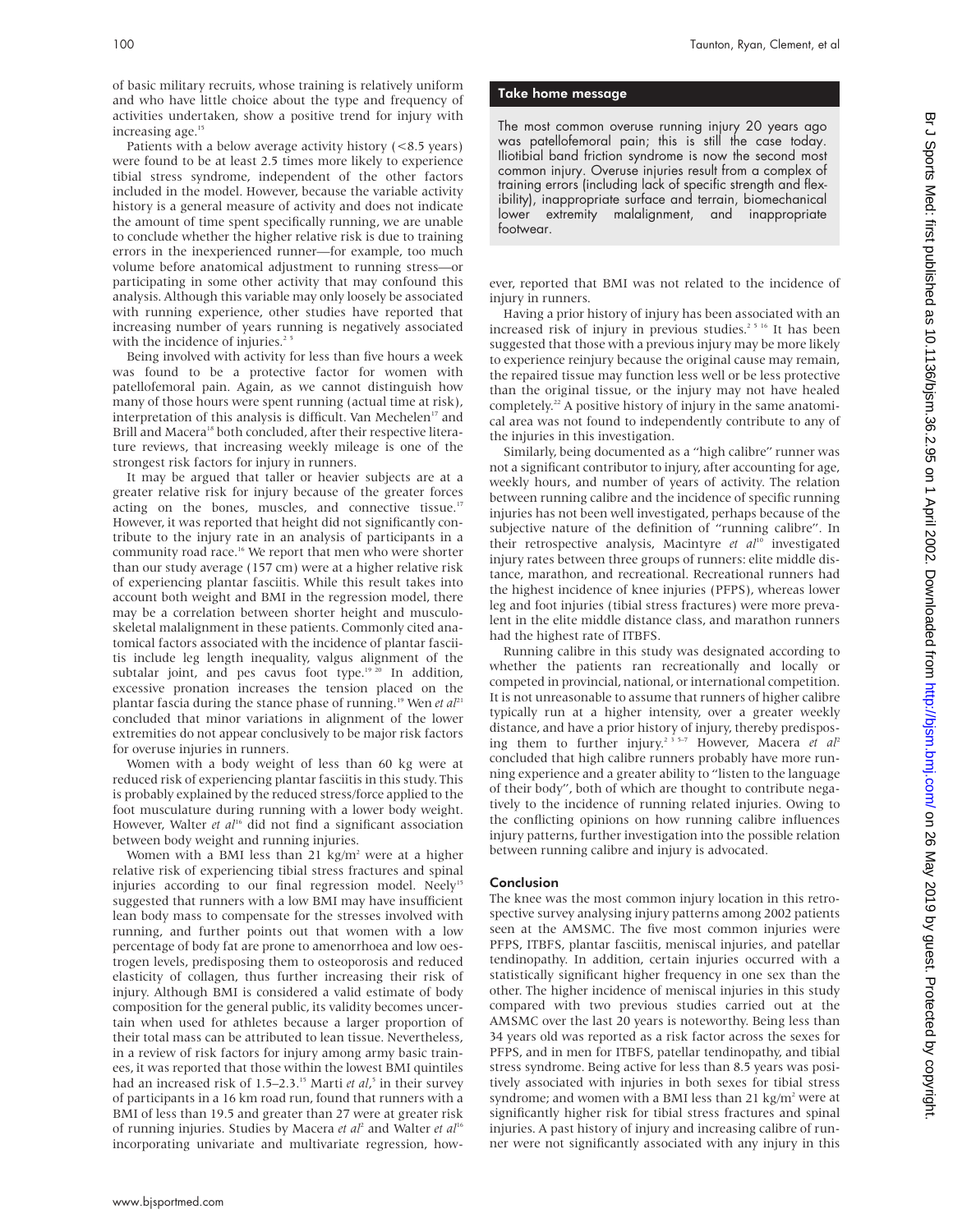of basic military recruits, whose training is relatively uniform and who have little choice about the type and frequency of activities undertaken, show a positive trend for injury with increasing age.[15]

Patients with a below average activity history (<8.5 years) were found to be at least 2.5 times more likely to experience tibial stress syndrome, independent of the other factors included in the model. However, because the variable activity history is a general measure of activity and does not indicate the amount of time spent specifically running, we are unable to conclude whether the higher relative risk is due to training errors in the inexperienced runner—for example, too much volume before anatomical adjustment to running stress—or participating in some other activity that may confound this analysis. Although this variable may only loosely be associated with running experience, other studies have reported that increasing number of years running is negatively associated with the incidence of injuries.[2 5]

Being involved with activity for less than five hours a week was found to be a protective factor for women with patellofemoral pain. Again, as we cannot distinguish how many of those hours were spent running (actual time at risk), interpretation of this analysis is difficult. Van Mechelen[17] and Brill and Macera[18] both concluded, after their respective literature reviews, that increasing weekly mileage is one of the strongest risk factors for injury in runners.

It may be argued that taller or heavier subjects are at a greater relative risk for injury because of the greater forces acting on the bones, muscles, and connective tissue.[17] However, it was reported that height did not significantly contribute to the injury rate in an analysis of participants in a community road race.[16] We report that men who were shorter than our study average (157 cm) were at a higher relative risk of experiencing plantar fasciitis. While this result takes into account both weight and BMI in the regression model, there may be a correlation between shorter height and musculoskeletal malalignment in these patients. Commonly cited anatomical factors associated with the incidence of plantar fasciitis include leg length inequality, valgus alignment of the subtalar joint, and pes cavus foot type.[19 20] In addition, excessive pronation increases the tension placed on the plantar fascia during the stance phase of running.[19] Wen *et al*[21] concluded that minor variations in alignment of the lower extremities do not appear conclusively to be major risk factors for overuse injuries in runners.

Women with a body weight of less than 60 kg were at reduced risk of experiencing plantar fasciitis in this study. This is probably explained by the reduced stress/force applied to the foot musculature during running with a lower body weight. However, Walter *et al*[16] did not find a significant association between body weight and running injuries.

Women with a BMI less than 21 kg/m$^2$ were at a higher relative risk of experiencing tibial stress fractures and spinal injuries according to our final regression model. Neely[15] suggested that runners with a low BMI may have insufficient lean body mass to compensate for the stresses involved with running, and further points out that women with a low percentage of body fat are prone to amenorrhoea and low oestrogen levels, predisposing them to osteoporosis and reduced elasticity of collagen, thus further increasing their risk of injury. Although BMI is considered a valid estimate of body composition for the general public, its validity becomes uncertain when used for athletes because a larger proportion of their total mass can be attributed to lean tissue. Nevertheless, in a review of risk factors for injury among army basic trainees, it was reported that those within the lowest BMI quintiles had an increased risk of 1.5–2.3.[15] Marti *et al*,[5] in their survey of participants in a 16 km road run, found that runners with a BMI of less than 19.5 and greater than 27 were at greater risk of running injuries. Studies by Macera *et al*[2] and Walter *et al*[16] incorporating univariate and multivariate regression, however, reported that BMI was not related to the incidence of injury in runners.

Having a prior history of injury has been associated with an increased risk of injury in previous studies.[2 5 16] It has been suggested that those with a previous injury may be more likely to experience reinjury because the original cause may remain, the repaired tissue may function less well or be less protective than the original tissue, or the injury may not have healed completely.[22] A positive history of injury in the same anatomical area was not found to independently contribute to any of the injuries in this investigation.

Similarly, being documented as a "high calibre" runner was not a significant contributor to injury, after accounting for age, weekly hours, and number of years of activity. The relation between running calibre and the incidence of specific running injuries has not been well investigated, perhaps because of the subjective nature of the definition of "running calibre". In their retrospective analysis, Macintyre *et al*[10] investigated injury rates between three groups of runners: elite middle distance, marathon, and recreational. Recreational runners had the highest incidence of knee injuries (PFPS), whereas lower leg and foot injuries (tibial stress fractures) were more prevalent in the elite middle distance class, and marathon runners had the highest rate of ITBFS.

Running calibre in this study was designated according to whether the patients ran recreationally and locally or competed in provincial, national, or international competition. It is not unreasonable to assume that runners of higher calibre typically run at a higher intensity, over a greater weekly distance, and have a prior history of injury, thereby predisposing them to further injury.[2 3 5–7] However, Macera *et al*[2] concluded that high calibre runners probably have more running experience and a greater ability to "listen to the language of their body", both of which are thought to contribute negatively to the incidence of running related injuries. Owing to the conflicting opinions on how running calibre influences injury patterns, further investigation into the possible relation between running calibre and injury is advocated.

### Take home message

The most common overuse running injury 20 years ago was patellofemoral pain; this is still the case today. Iliotibial band friction syndrome is now the second most common injury. Overuse injuries result from a complex of training errors (including lack of specific strength and flexibility), inappropriate surface and terrain, biomechanical lower extremity malalignment, and inappropriate footwear.

## Conclusion

The knee was the most common injury location in this retrospective survey analysing injury patterns among 2002 patients seen at the AMSMC. The five most common injuries were PFPS, ITBFS, plantar fasciitis, meniscal injuries, and patellar tendinopathy. In addition, certain injuries occurred with a statistically significant higher frequency in one sex than the other. The higher incidence of meniscal injuries in this study compared with two previous studies carried out at the AMSMC over the last 20 years is noteworthy. Being less than 34 years old was reported as a risk factor across the sexes for PFPS, and in men for ITBFS, patellar tendinopathy, and tibial stress syndrome. Being active for less than 8.5 years was positively associated with injuries in both sexes for tibial stress syndrome; and women with a BMI less than 21 kg/m$^2$ were at significantly higher risk for tibial stress fractures and spinal injuries. A past history of injury and increasing calibre of runner were not significantly associated with any injury in this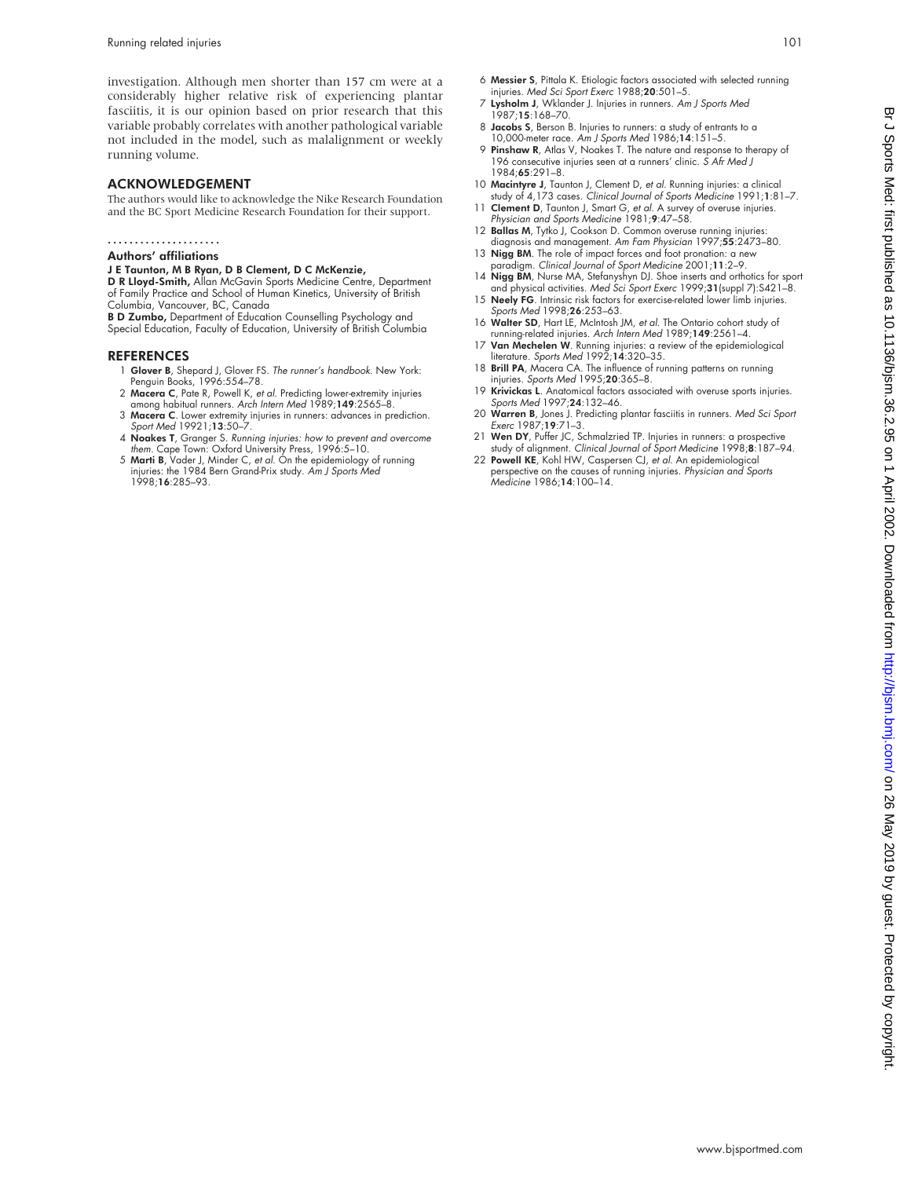investigation. Although men shorter than 157 cm were at a considerably higher relative risk of experiencing plantar fasciitis, it is our opinion based on prior research that this variable probably correlates with another pathological variable not included in the model, such as malalignment or weekly running volume.

## ACKNOWLEDGEMENT

The authors would like to acknowledge the Nike Research Foundation and the BC Sport Medicine Research Foundation for their support.

### Authors' affiliations

**J E Taunton, M B Ryan, D B Clement, D C McKenzie, D R Lloyd-Smith,** Allan McGavin Sports Medicine Centre, Department of Family Practice and School of Human Kinetics, University of British Columbia, Vancouver, BC, Canada

**B D Zumbo,** Department of Education Counselling Psychology and Special Education, Faculty of Education, University of British Columbia

## REFERENCES

1. **Glover B**, Shepard J, Glover FS. *The runner's handbook*. New York: Penguin Books, 1996:554–78.
2. **Macera C**, Pate R, Powell K, *et al*. Predicting lower-extremity injuries among habitual runners. *Arch Intern Med* 1989;**149**:2565–8.
3. **Macera C**. Lower extremity injuries in runners: advances in prediction. *Sport Med* 19921;**13**:50–7.
4. **Noakes T**, Granger S. *Running injuries: how to prevent and overcome them*. Cape Town: Oxford University Press, 1996:5–10.
5. **Marti B**, Vader J, Minder C, *et al*. On the epidemiology of running injuries: the 1984 Bern Grand-Prix study. *Am J Sports Med* 1998;**16**:285–93.
6. **Messier S**, Pittala K. Etiologic factors associated with selected running injuries. *Med Sci Sport Exerc* 1988;**20**:501–5.
7. **Lysholm J**, Wklander J. Injuries in runners. *Am J Sports Med* 1987;**15**:168–70.
8. **Jacobs S**, Berson B. Injuries to runners: a study of entrants to a 10,000-meter race. *Am J Sports Med* 1986;**14**:151–5.
9. **Pinshaw R**, Atlas V, Noakes T. The nature and response to therapy of 196 consecutive injuries seen at a runners' clinic. *S Afr Med J* 1984;**65**:291–8.
10. **Macintyre J**, Taunton J, Clement D, *et al*. Running injuries: a clinical study of 4,173 cases. *Clinical Journal of Sports Medicine* 1991;**1**:81–7.
11. **Clement D**, Taunton J, Smart G, *et al*. A survey of overuse injuries. *Physician and Sports Medicine* 1981;**9**:47–58.
12. **Ballas M**, Tytko J, Cookson D. Common overuse running injuries: diagnosis and management. *Am Fam Physician* 1997;**55**:2473–80.
13. **Nigg BM**. The role of impact forces and foot pronation: a new paradigm. *Clinical Journal of Sport Medicine* 2001;**11**:2–9.
14. **Nigg BM**, Nurse MA, Stefanyshyn DJ. Shoe inserts and orthotics for sport and physical activities. *Med Sci Sport Exerc* 1999;**31**(suppl 7):S421–8.
15. **Neely FG**. Intrinsic risk factors for exercise-related lower limb injuries. *Sports Med* 1998;**26**:253–63.
16. **Walter SD**, Hart LE, McIntosh JM, *et al*. The Ontario cohort study of running-related injuries. *Arch Intern Med* 1989;**149**:2561–4.
17. **Van Mechelen W**. Running injuries: a review of the epidemiological literature. *Sports Med* 1992;**14**:320–35.
18. **Brill PA**, Macera CA. The influence of running patterns on running injuries. *Sports Med* 1995;**20**:365–8.
19. **Krivickas L**. Anatomical factors associated with overuse sports injuries. *Sports Med* 1997;**24**:132–46.
20. **Warren B**, Jones J. Predicting plantar fasciitis in runners. *Med Sci Sport Exerc* 1987;**19**:71–3.
21. **Wen DY**, Puffer JC, Schmalzried TP. Injuries in runners: a prospective study of alignment. *Clinical Journal of Sport Medicine* 1998;**8**:187–94.
22. **Powell KE**, Kohl HW, Caspersen CJ, *et al*. An epidemiological perspective on the causes of running injuries. *Physician and Sports Medicine* 1986;**14**:100–14.